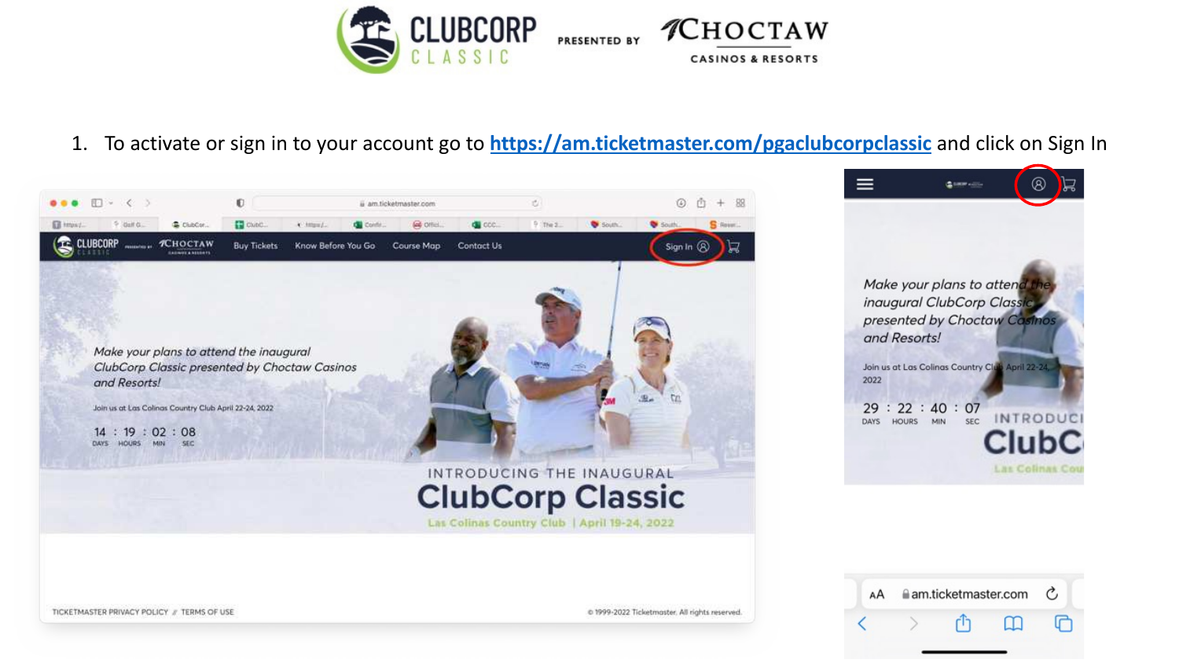1. To activate or sign in to your account go to [https://am.ticketmaster.com/pgaclubcorpclassic](https://am.ticketmaster.com/pgaclubcorpclassic) and click on Sign In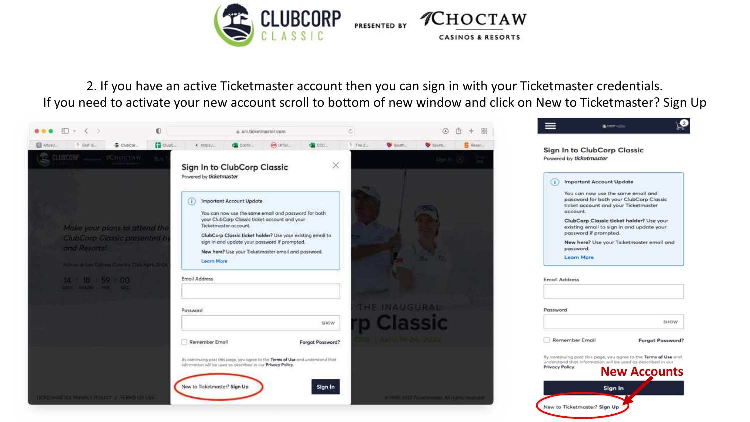CLUBCORP CLASSIC PRESENTED BY CHOCTAW CASINOS & RESORTS

2. If you have an active Ticketmaster account then you can sign in with your Ticketmaster credentials.
If you need to activate your new account scroll to bottom of new window and click on New to Ticketmaster? Sign Up

## Sign In to ClubCorp Classic

Powered by *ticketmaster*

**Important Account Update**

You can now use the same email and password for both your ClubCorp Classic ticket account and your Ticketmaster account.

**ClubCorp Classic ticket holder?** Use your existing email to sign in and update your password if prompted.

**New here?** Use your Ticketmaster email and password.

Learn More

Email Address

Password

SHOW

Remember Email

Forgot Password?

By continuing past this page, you agree to the **Terms of Use** and understand that information will be used as described in our **Privacy Policy**.

New to Ticketmaster? Sign Up

Sign In

**New Accounts**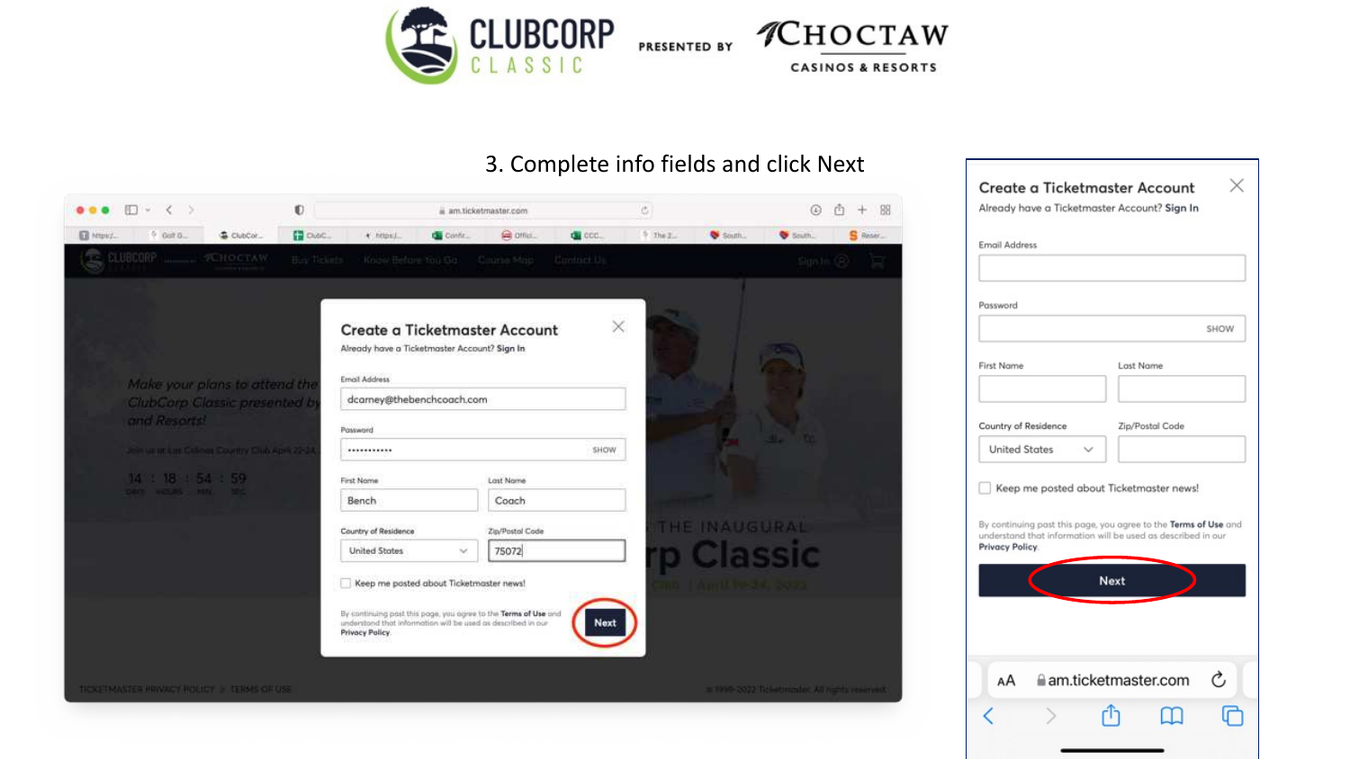CLUBCORP CLASSIC PRESENTED BY CHOCTAW CASINOS & RESORTS

## 3. Complete info fields and click Next

**Create a Ticketmaster Account**

Already have a Ticketmaster Account? **Sign In**

Email Address

dcarney@thebenchcoach.com

Password

SHOW

First Name: Bench

Last Name: Coach

Country of Residence: United States

Zip/Postal Code: 75072

Keep me posted about Ticketmaster news!

By continuing past this page, you agree to the **Terms of Use** and understand that information will be used as described in our **Privacy Policy**.

**Next**

**Create a Ticketmaster Account**

Already have a Ticketmaster Account? **Sign In**

Email Address

Password

SHOW

First Name

Last Name

Country of Residence: United States

Zip/Postal Code

Keep me posted about Ticketmaster news!

By continuing past this page, you agree to the **Terms of Use** and understand that information will be used as described in our **Privacy Policy**.

**Next**

am.ticketmaster.com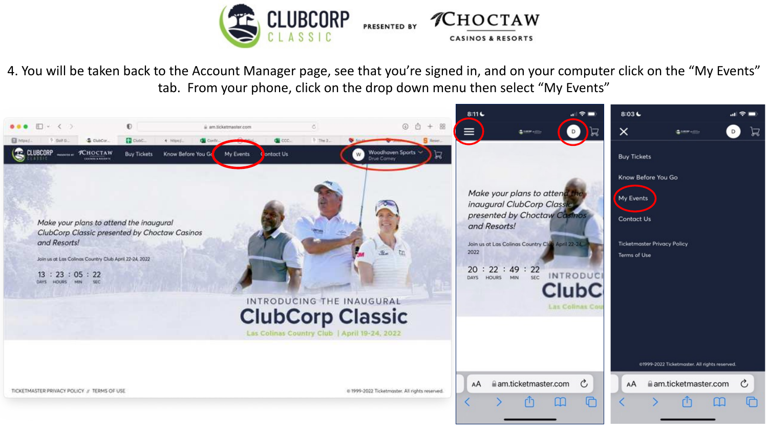4. You will be taken back to the Account Manager page, see that you're signed in, and on your computer click on the "My Events" tab. From your phone, click on the drop down menu then select "My Events"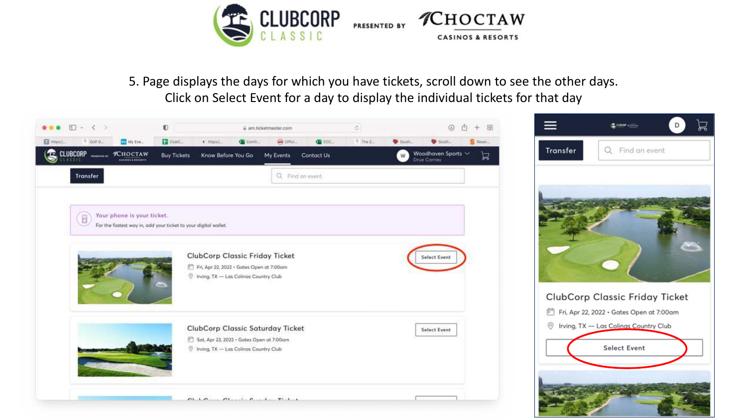5. Page displays the days for which you have tickets, scroll down to see the other days. Click on Select Event for a day to display the individual tickets for that day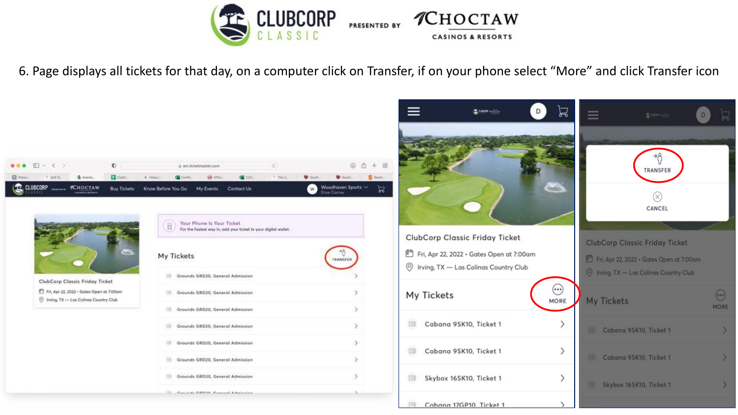6. Page displays all tickets for that day, on a computer click on Transfer, if on your phone select “More” and click Transfer icon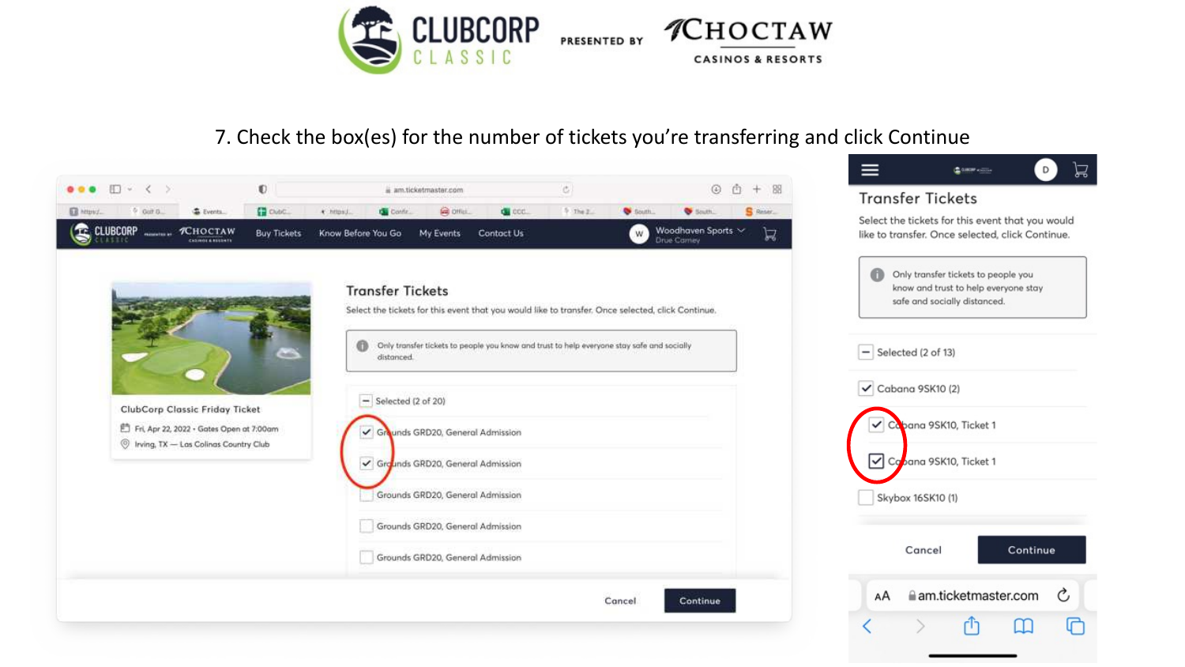CLUBCORP CLASSIC PRESENTED BY CHOCTAW CASINOS & RESORTS

7. Check the box(es) for the number of tickets you're transferring and click Continue

**Transfer Tickets**

Select the tickets for this event that you would like to transfer. Once selected, click Continue.

Only transfer tickets to people you know and trust to help everyone stay safe and socially distanced.

- [ ] Selected (2 of 20)
- [x] Grounds GRD20, General Admission
- [x] Grounds GRD20, General Admission
- [ ] Grounds GRD20, General Admission
- [ ] Grounds GRD20, General Admission
- [ ] Grounds GRD20, General Admission

Cancel | Continue

ClubCorp Classic Friday Ticket
Fri, Apr 22, 2022 • Gates Open at 7:00am
Irving, TX — Las Colinas Country Club

**Transfer Tickets**

Select the tickets for this event that you would like to transfer. Once selected, click Continue.

Only transfer tickets to people you know and trust to help everyone stay safe and socially distanced.

- [ ] Selected (2 of 13)
- [x] Cabana 9SK10 (2)
- [x] Cabana 9SK10, Ticket 1
- [x] Cabana 9SK10, Ticket 1
- [ ] Skybox 16SK10 (1)

Cancel | Continue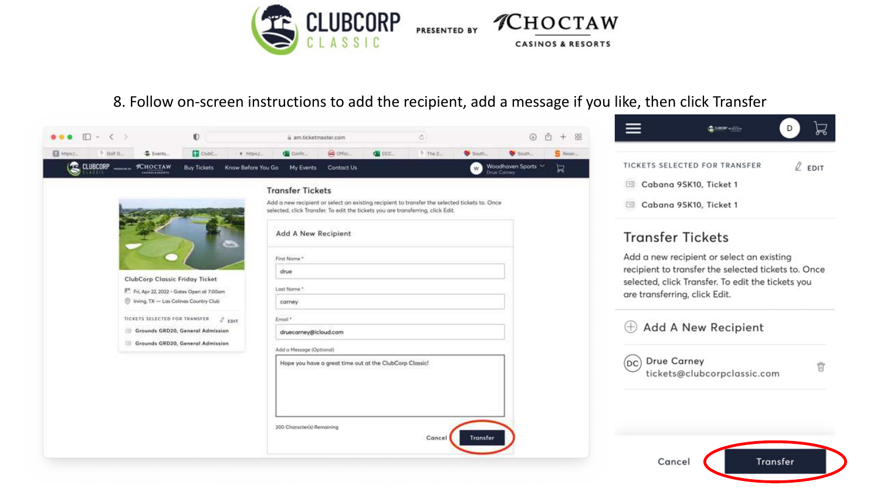CLUBCORP CLASSIC PRESENTED BY CHOCTAW CASINOS & RESORTS

8. Follow on-screen instructions to add the recipient, add a message if you like, then click Transfer

ClubCorp Classic Friday Ticket

Fri, Apr 22, 2022 • Gates Open at 7:00am

Irving, TX — Las Colinas Country Club

TICKETS SELECTED FOR TRANSFER — EDIT

- Grounds GRD20, General Admission
- Grounds GRD20, General Admission

**Transfer Tickets**

Add a new recipient or select an existing recipient to transfer the selected tickets to. Once selected, click Transfer. To edit the tickets you are transferring, click Edit.

**Add A New Recipient**

First Name *: drue

Last Name *: carney

Email *: druecarney@icloud.com

Add a Message (Optional): Hope you have a great time out at the ClubCorp Classic!

200 Character(s) Remaining

Cancel | Transfer

TICKETS SELECTED FOR TRANSFER — EDIT

- Cabana 9SK10, Ticket 1
- Cabana 9SK10, Ticket 1

**Transfer Tickets**

Add a new recipient or select an existing recipient to transfer the selected tickets to. Once selected, click Transfer. To edit the tickets you are transferring, click Edit.

Add A New Recipient

Drue Carney
tickets@clubcorpclassic.com

Cancel | Transfer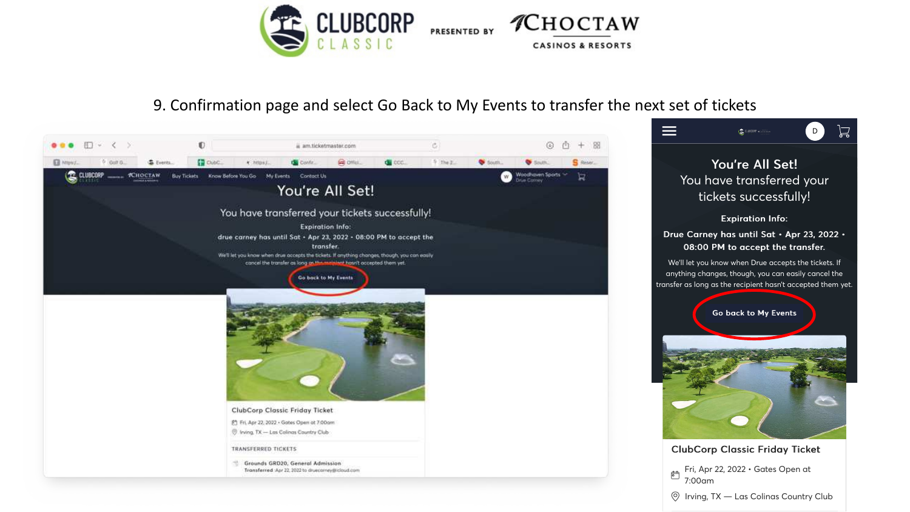CLUBCORP CLASSIC PRESENTED BY CHOCTAW CASINOS & RESORTS

9. Confirmation page and select Go Back to My Events to transfer the next set of tickets

You're All Set!

You have transferred your tickets successfully!

Expiration Info:

drue carney has until Sat • Apr 23, 2022 • 08:00 PM to accept the transfer.

We'll let you know when drue accepts the tickets. If anything changes, though, you can easily cancel the transfer as long as the recipient hasn't accepted them yet.

Go back to My Events

ClubCorp Classic Friday Ticket

Fri, Apr 22, 2022 • Gates Open at 7:00am

Irving, TX — Las Colinas Country Club

TRANSFERRED TICKETS

Grounds GRD20, General Admission

Transferred Apr 22, 2022 to druecarney@icloud.com

You're All Set!
You have transferred your tickets successfully!

Expiration Info:

Drue Carney has until Sat • Apr 23, 2022 • 08:00 PM to accept the transfer.

We'll let you know when Drue accepts the tickets. If anything changes, though, you can easily cancel the transfer as long as the recipient hasn't accepted them yet.

Go back to My Events

ClubCorp Classic Friday Ticket

Fri, Apr 22, 2022 • Gates Open at 7:00am

Irving, TX — Las Colinas Country Club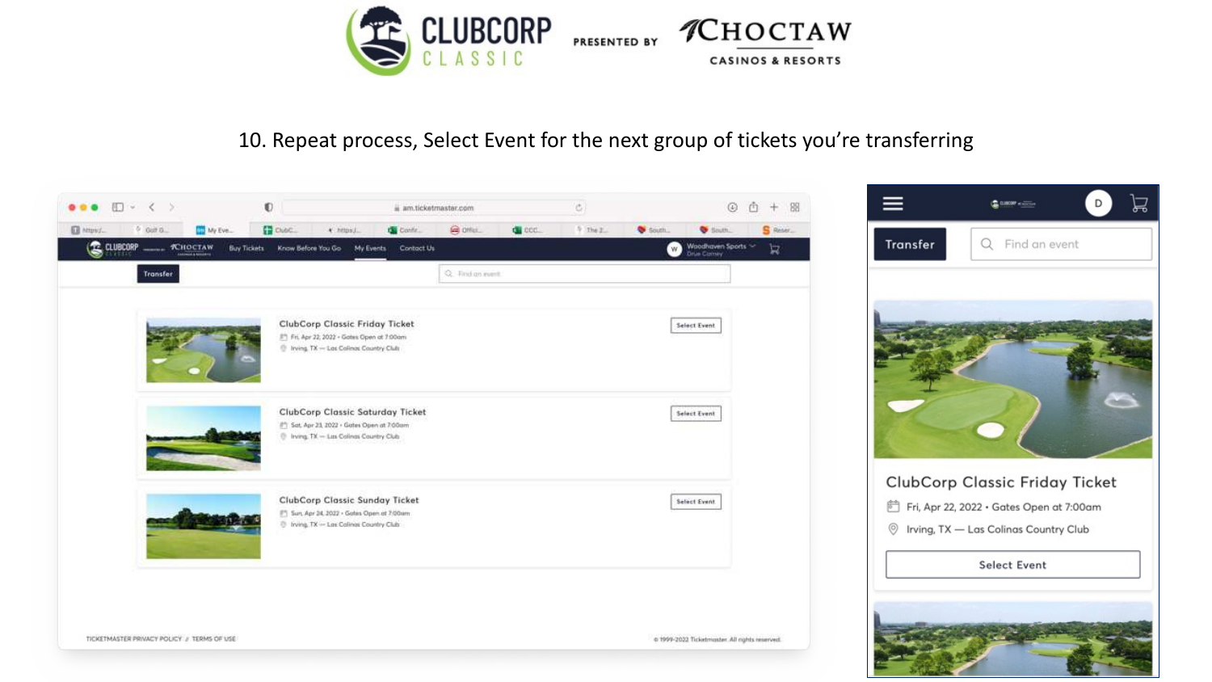CLUBCORP CLASSIC PRESENTED BY CHOCTAW CASINOS & RESORTS

10. Repeat process, Select Event for the next group of tickets you're transferring

Transfer | Find an event

**ClubCorp Classic Friday Ticket**
Fri, Apr 22, 2022 • Gates Open at 7:00am
Irving, TX — Las Colinas Country Club
Select Event

**ClubCorp Classic Saturday Ticket**
Sat, Apr 23, 2022 • Gates Open at 7:00am
Irving, TX — Las Colinas Country Club
Select Event

**ClubCorp Classic Sunday Ticket**
Sun, Apr 24, 2022 • Gates Open at 7:00am
Irving, TX — Las Colinas Country Club
Select Event

TICKETMASTER PRIVACY POLICY // TERMS OF USE

© 1999-2022 Ticketmaster. All rights reserved.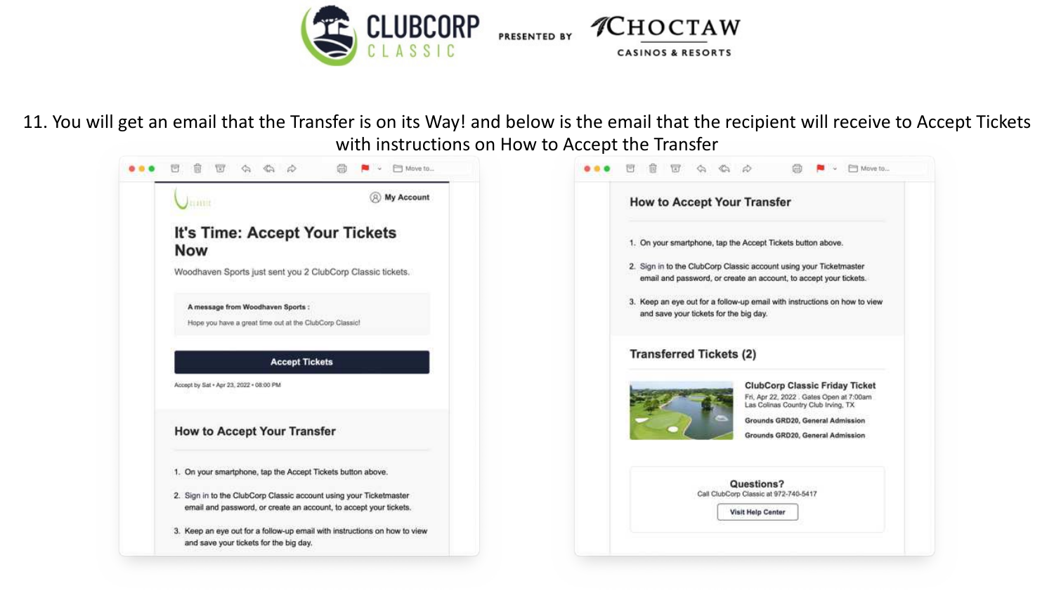CLUBCORP CLASSIC PRESENTED BY CHOCTAW CASINOS & RESORTS

11. You will get an email that the Transfer is on its Way! and below is the email that the recipient will receive to Accept Tickets with instructions on How to Accept the Transfer

My Account

## It's Time: Accept Your Tickets Now

Woodhaven Sports just sent you 2 ClubCorp Classic tickets.

**A message from Woodhaven Sports :**

Hope you have a great time out at the ClubCorp Classic!

**Accept Tickets**

Accept by Sat • Apr 23, 2022 • 08:00 PM

### How to Accept Your Transfer

1. On your smartphone, tap the Accept Tickets button above.
2. Sign in to the ClubCorp Classic account using your Ticketmaster email and password, or create an account, to accept your tickets.
3. Keep an eye out for a follow-up email with instructions on how to view and save your tickets for the big day.

### How to Accept Your Transfer

1. On your smartphone, tap the Accept Tickets button above.
2. Sign in to the ClubCorp Classic account using your Ticketmaster email and password, or create an account, to accept your tickets.
3. Keep an eye out for a follow-up email with instructions on how to view and save your tickets for the big day.

### Transferred Tickets (2)

**ClubCorp Classic Friday Ticket**

Fri, Apr 22, 2022 . Gates Open at 7:00am
Las Colinas Country Club Irving, TX

Grounds GRD20, General Admission

Grounds GRD20, General Admission

**Questions?**

Call ClubCorp Classic at 972-740-5417

Visit Help Center